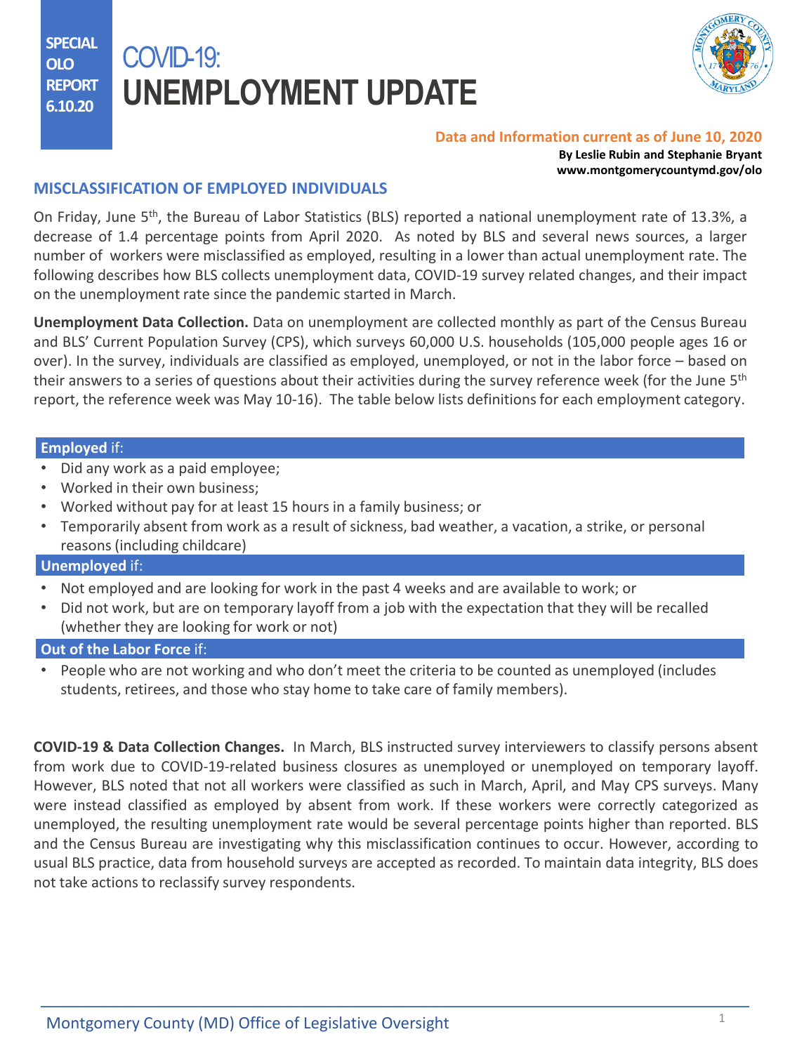SPECIAL OLO REPORT 6.10.20

# COVID-19: UNEMPLOYMENT UPDATE

**Data and Information current as of June 10, 2020**

**By Leslie Rubin and Stephanie Bryant**
**www.montgomerycountymd.gov/olo**

## MISCLASSIFICATION OF EMPLOYED INDIVIDUALS

On Friday, June 5th, the Bureau of Labor Statistics (BLS) reported a national unemployment rate of 13.3%, a decrease of 1.4 percentage points from April 2020. As noted by BLS and several news sources, a larger number of workers were misclassified as employed, resulting in a lower than actual unemployment rate. The following describes how BLS collects unemployment data, COVID-19 survey related changes, and their impact on the unemployment rate since the pandemic started in March.

**Unemployment Data Collection.** Data on unemployment are collected monthly as part of the Census Bureau and BLS' Current Population Survey (CPS), which surveys 60,000 U.S. households (105,000 people ages 16 or over). In the survey, individuals are classified as employed, unemployed, or not in the labor force – based on their answers to a series of questions about their activities during the survey reference week (for the June 5th report, the reference week was May 10-16). The table below lists definitions for each employment category.

**Employed** if:

- Did any work as a paid employee;
- Worked in their own business;
- Worked without pay for at least 15 hours in a family business; or
- Temporarily absent from work as a result of sickness, bad weather, a vacation, a strike, or personal reasons (including childcare)

**Unemployed** if:

- Not employed and are looking for work in the past 4 weeks and are available to work; or
- Did not work, but are on temporary layoff from a job with the expectation that they will be recalled (whether they are looking for work or not)

**Out of the Labor Force** if:

- People who are not working and who don't meet the criteria to be counted as unemployed (includes students, retirees, and those who stay home to take care of family members).

**COVID-19 & Data Collection Changes.** In March, BLS instructed survey interviewers to classify persons absent from work due to COVID-19-related business closures as unemployed or unemployed on temporary layoff. However, BLS noted that not all workers were classified as such in March, April, and May CPS surveys. Many were instead classified as employed by absent from work. If these workers were correctly categorized as unemployed, the resulting unemployment rate would be several percentage points higher than reported. BLS and the Census Bureau are investigating why this misclassification continues to occur. However, according to usual BLS practice, data from household surveys are accepted as recorded. To maintain data integrity, BLS does not take actions to reclassify survey respondents.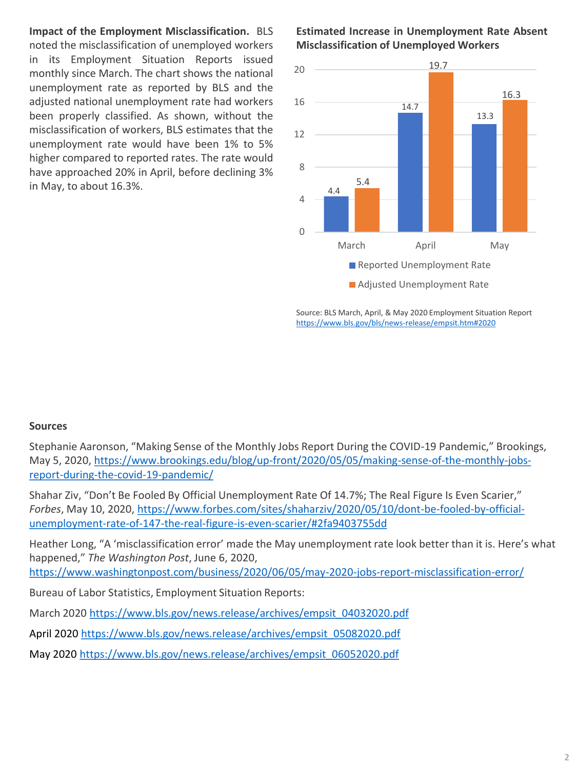**Impact of the Employment Misclassification.** BLS noted the misclassification of unemployed workers in its Employment Situation Reports issued monthly since March. The chart shows the national unemployment rate as reported by BLS and the adjusted national unemployment rate had workers been properly classified. As shown, without the misclassification of workers, BLS estimates that the unemployment rate would have been 1% to 5% higher compared to reported rates. The rate would have approached 20% in April, before declining 3% in May, to about 16.3%.

**Estimated Increase in Unemployment Rate Absent Misclassification of Unemployed Workers**

20
16
12
8
4
0

4.4
5.4
14.7
19.7
13.3
16.3

March
April
May

Reported Unemployment Rate
Adjusted Unemployment Rate

Source: BLS March, April, & May 2020 Employment Situation Report
https://www.bls.gov/bls/news-release/empsit.htm#2020

**Sources**

Stephanie Aaronson, "Making Sense of the Monthly Jobs Report During the COVID-19 Pandemic," Brookings, May 5, 2020, https://www.brookings.edu/blog/up-front/2020/05/05/making-sense-of-the-monthly-jobs-report-during-the-covid-19-pandemic/

Shahar Ziv, "Don't Be Fooled By Official Unemployment Rate Of 14.7%; The Real Figure Is Even Scarier," *Forbes*, May 10, 2020, https://www.forbes.com/sites/shaharziv/2020/05/10/dont-be-fooled-by-official-unemployment-rate-of-147-the-real-figure-is-even-scarier/#2fa9403755dd

Heather Long, "A 'misclassification error' made the May unemployment rate look better than it is. Here's what happened," *The Washington Post*, June 6, 2020, https://www.washingtonpost.com/business/2020/06/05/may-2020-jobs-report-misclassification-error/

Bureau of Labor Statistics, Employment Situation Reports:

March 2020 https://www.bls.gov/news.release/archives/empsit_04032020.pdf

April 2020 https://www.bls.gov/news.release/archives/empsit_05082020.pdf

May 2020 https://www.bls.gov/news.release/archives/empsit_06052020.pdf